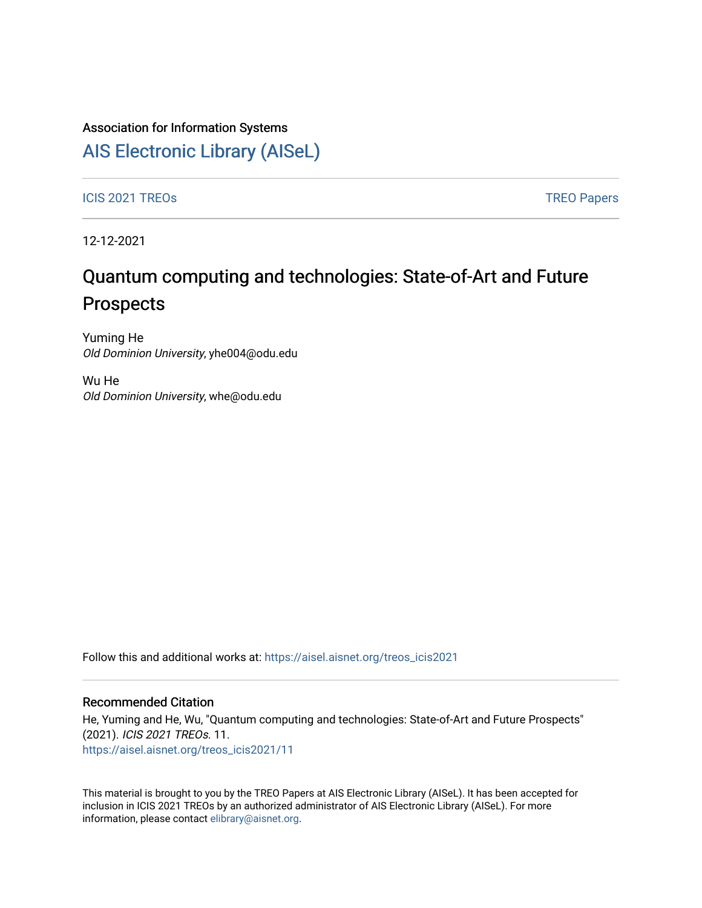Association for Information Systems

# AIS Electronic Library (AISeL)

ICIS 2021 TREOs | TREO Papers

12-12-2021

## Quantum computing and technologies: State-of-Art and Future Prospects

Yuming He
*Old Dominion University*, yhe004@odu.edu

Wu He
*Old Dominion University*, whe@odu.edu

Follow this and additional works at: https://aisel.aisnet.org/treos_icis2021

### Recommended Citation

He, Yuming and He, Wu, "Quantum computing and technologies: State-of-Art and Future Prospects" (2021). *ICIS 2021 TREOs*. 11.
https://aisel.aisnet.org/treos_icis2021/11

This material is brought to you by the TREO Papers at AIS Electronic Library (AISeL). It has been accepted for inclusion in ICIS 2021 TREOs by an authorized administrator of AIS Electronic Library (AISeL). For more information, please contact elibrary@aisnet.org.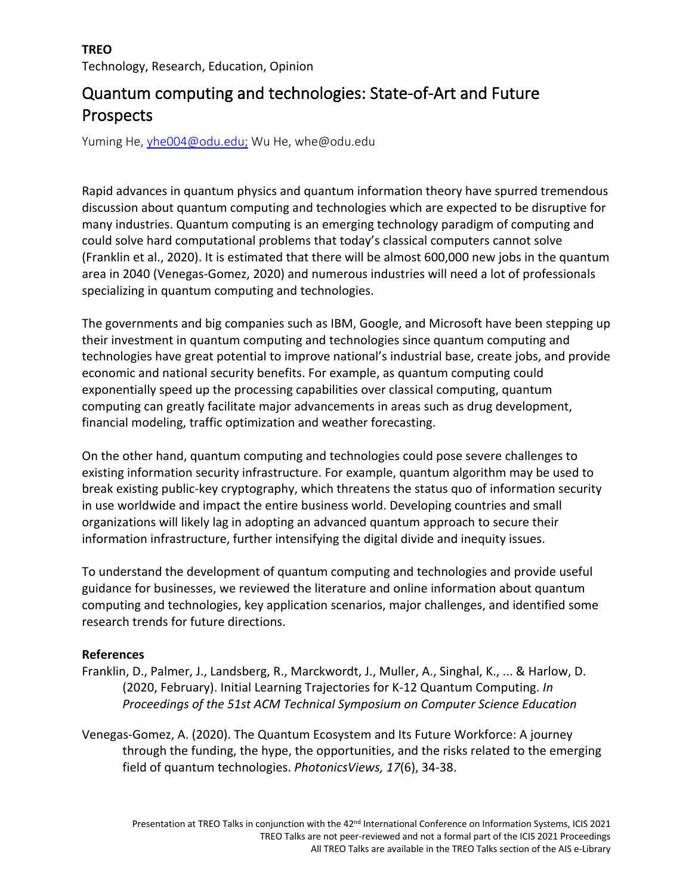**TREO**

Technology, Research, Education, Opinion

# Quantum computing and technologies: State-of-Art and Future Prospects

Yuming He, yhe004@odu.edu; Wu He, whe@odu.edu

Rapid advances in quantum physics and quantum information theory have spurred tremendous discussion about quantum computing and technologies which are expected to be disruptive for many industries. Quantum computing is an emerging technology paradigm of computing and could solve hard computational problems that today's classical computers cannot solve (Franklin et al., 2020). It is estimated that there will be almost 600,000 new jobs in the quantum area in 2040 (Venegas-Gomez, 2020) and numerous industries will need a lot of professionals specializing in quantum computing and technologies.

The governments and big companies such as IBM, Google, and Microsoft have been stepping up their investment in quantum computing and technologies since quantum computing and technologies have great potential to improve national's industrial base, create jobs, and provide economic and national security benefits. For example, as quantum computing could exponentially speed up the processing capabilities over classical computing, quantum computing can greatly facilitate major advancements in areas such as drug development, financial modeling, traffic optimization and weather forecasting.

On the other hand, quantum computing and technologies could pose severe challenges to existing information security infrastructure. For example, quantum algorithm may be used to break existing public-key cryptography, which threatens the status quo of information security in use worldwide and impact the entire business world. Developing countries and small organizations will likely lag in adopting an advanced quantum approach to secure their information infrastructure, further intensifying the digital divide and inequity issues.

To understand the development of quantum computing and technologies and provide useful guidance for businesses, we reviewed the literature and online information about quantum computing and technologies, key application scenarios, major challenges, and identified some research trends for future directions.

**References**

Franklin, D., Palmer, J., Landsberg, R., Marckwordt, J., Muller, A., Singhal, K., ... & Harlow, D. (2020, February). Initial Learning Trajectories for K-12 Quantum Computing. *In Proceedings of the 51st ACM Technical Symposium on Computer Science Education*

Venegas-Gomez, A. (2020). The Quantum Ecosystem and Its Future Workforce: A journey through the funding, the hype, the opportunities, and the risks related to the emerging field of quantum technologies. *PhotonicsViews, 17*(6), 34-38.

Presentation at TREO Talks in conjunction with the 42nd International Conference on Information Systems, ICIS 2021
TREO Talks are not peer-reviewed and not a formal part of the ICIS 2021 Proceedings
All TREO Talks are available in the TREO Talks section of the AIS e-Library